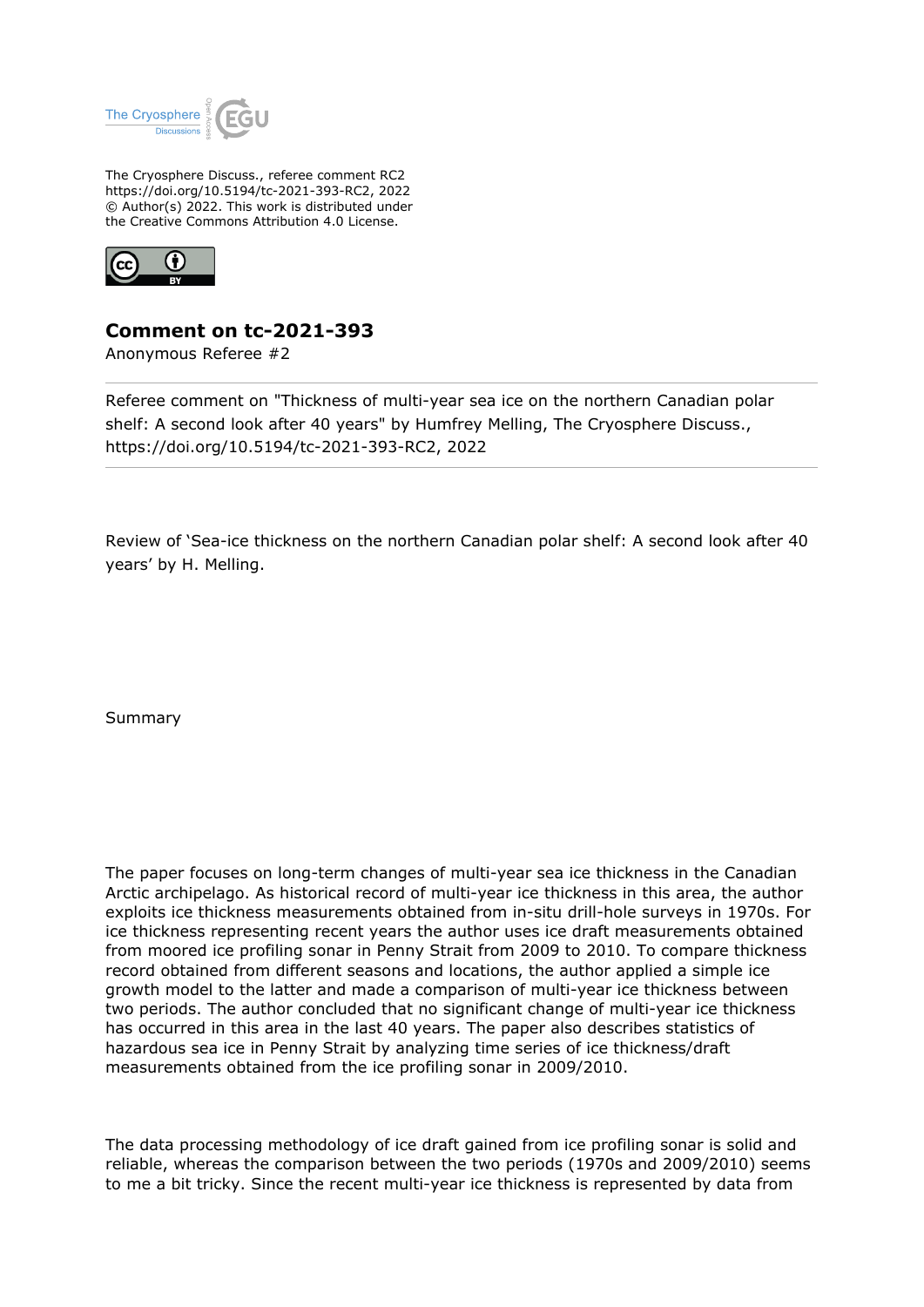The Cryosphere Discuss., referee comment RC2
https://doi.org/10.5194/tc-2021-393-RC2, 2022
© Author(s) 2022. This work is distributed under
the Creative Commons Attribution 4.0 License.

# Comment on tc-2021-393

Anonymous Referee #2

Referee comment on "Thickness of multi-year sea ice on the northern Canadian polar shelf: A second look after 40 years" by Humfrey Melling, The Cryosphere Discuss., https://doi.org/10.5194/tc-2021-393-RC2, 2022

Review of 'Sea-ice thickness on the northern Canadian polar shelf: A second look after 40 years' by H. Melling.

Summary

The paper focuses on long-term changes of multi-year sea ice thickness in the Canadian Arctic archipelago. As historical record of multi-year ice thickness in this area, the author exploits ice thickness measurements obtained from in-situ drill-hole surveys in 1970s. For ice thickness representing recent years the author uses ice draft measurements obtained from moored ice profiling sonar in Penny Strait from 2009 to 2010. To compare thickness record obtained from different seasons and locations, the author applied a simple ice growth model to the latter and made a comparison of multi-year ice thickness between two periods. The author concluded that no significant change of multi-year ice thickness has occurred in this area in the last 40 years. The paper also describes statistics of hazardous sea ice in Penny Strait by analyzing time series of ice thickness/draft measurements obtained from the ice profiling sonar in 2009/2010.

The data processing methodology of ice draft gained from ice profiling sonar is solid and reliable, whereas the comparison between the two periods (1970s and 2009/2010) seems to me a bit tricky. Since the recent multi-year ice thickness is represented by data from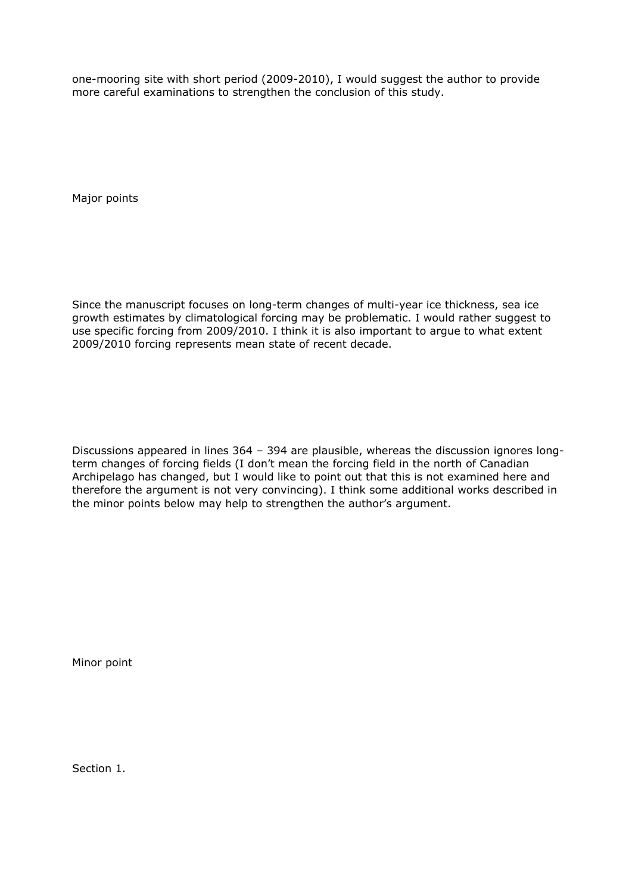one-mooring site with short period (2009-2010), I would suggest the author to provide more careful examinations to strengthen the conclusion of this study.

Major points

Since the manuscript focuses on long-term changes of multi-year ice thickness, sea ice growth estimates by climatological forcing may be problematic. I would rather suggest to use specific forcing from 2009/2010. I think it is also important to argue to what extent 2009/2010 forcing represents mean state of recent decade.

Discussions appeared in lines 364 – 394 are plausible, whereas the discussion ignores long-term changes of forcing fields (I don't mean the forcing field in the north of Canadian Archipelago has changed, but I would like to point out that this is not examined here and therefore the argument is not very convincing). I think some additional works described in the minor points below may help to strengthen the author's argument.

Minor point

Section 1.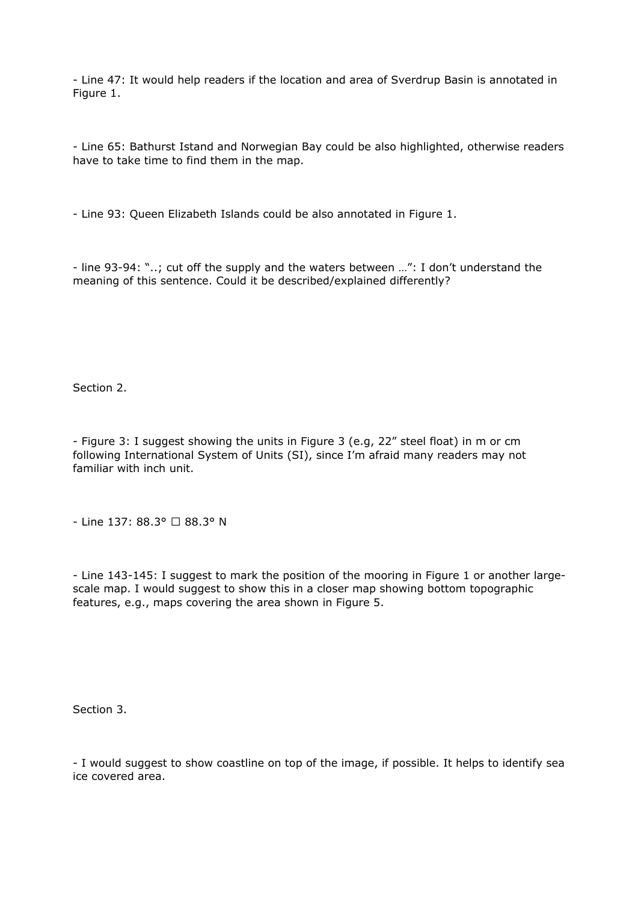- Line 47: It would help readers if the location and area of Sverdrup Basin is annotated in Figure 1.

- Line 65: Bathurst Istand and Norwegian Bay could be also highlighted, otherwise readers have to take time to find them in the map.

- Line 93: Queen Elizabeth Islands could be also annotated in Figure 1.

- line 93-94: "..; cut off the supply and the waters between …": I don't understand the meaning of this sentence. Could it be described/explained differently?

Section 2.

- Figure 3: I suggest showing the units in Figure 3 (e.g, 22" steel float) in m or cm following International System of Units (SI), since I'm afraid many readers may not familiar with inch unit.

- Line 137: 88.3° ☐ 88.3° N

- Line 143-145: I suggest to mark the position of the mooring in Figure 1 or another large-scale map. I would suggest to show this in a closer map showing bottom topographic features, e.g., maps covering the area shown in Figure 5.

Section 3.

- I would suggest to show coastline on top of the image, if possible. It helps to identify sea ice covered area.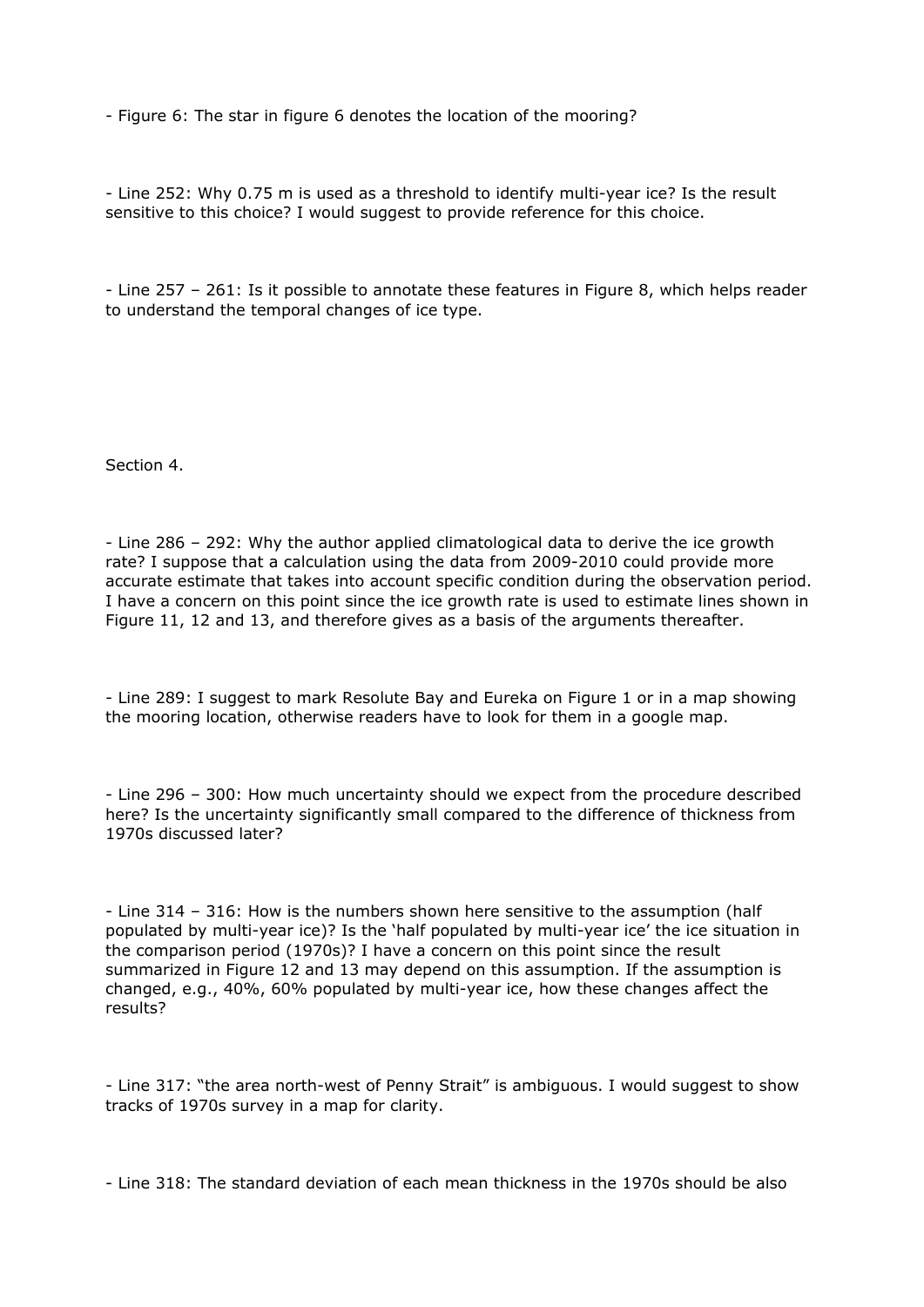- Figure 6: The star in figure 6 denotes the location of the mooring?

- Line 252: Why 0.75 m is used as a threshold to identify multi-year ice? Is the result sensitive to this choice? I would suggest to provide reference for this choice.

- Line 257 – 261: Is it possible to annotate these features in Figure 8, which helps reader to understand the temporal changes of ice type.

Section 4.

- Line 286 – 292: Why the author applied climatological data to derive the ice growth rate? I suppose that a calculation using the data from 2009-2010 could provide more accurate estimate that takes into account specific condition during the observation period. I have a concern on this point since the ice growth rate is used to estimate lines shown in Figure 11, 12 and 13, and therefore gives as a basis of the arguments thereafter.

- Line 289: I suggest to mark Resolute Bay and Eureka on Figure 1 or in a map showing the mooring location, otherwise readers have to look for them in a google map.

- Line 296 – 300: How much uncertainty should we expect from the procedure described here? Is the uncertainty significantly small compared to the difference of thickness from 1970s discussed later?

- Line 314 – 316: How is the numbers shown here sensitive to the assumption (half populated by multi-year ice)? Is the 'half populated by multi-year ice' the ice situation in the comparison period (1970s)? I have a concern on this point since the result summarized in Figure 12 and 13 may depend on this assumption. If the assumption is changed, e.g., 40%, 60% populated by multi-year ice, how these changes affect the results?

- Line 317: "the area north-west of Penny Strait" is ambiguous. I would suggest to show tracks of 1970s survey in a map for clarity.

- Line 318: The standard deviation of each mean thickness in the 1970s should be also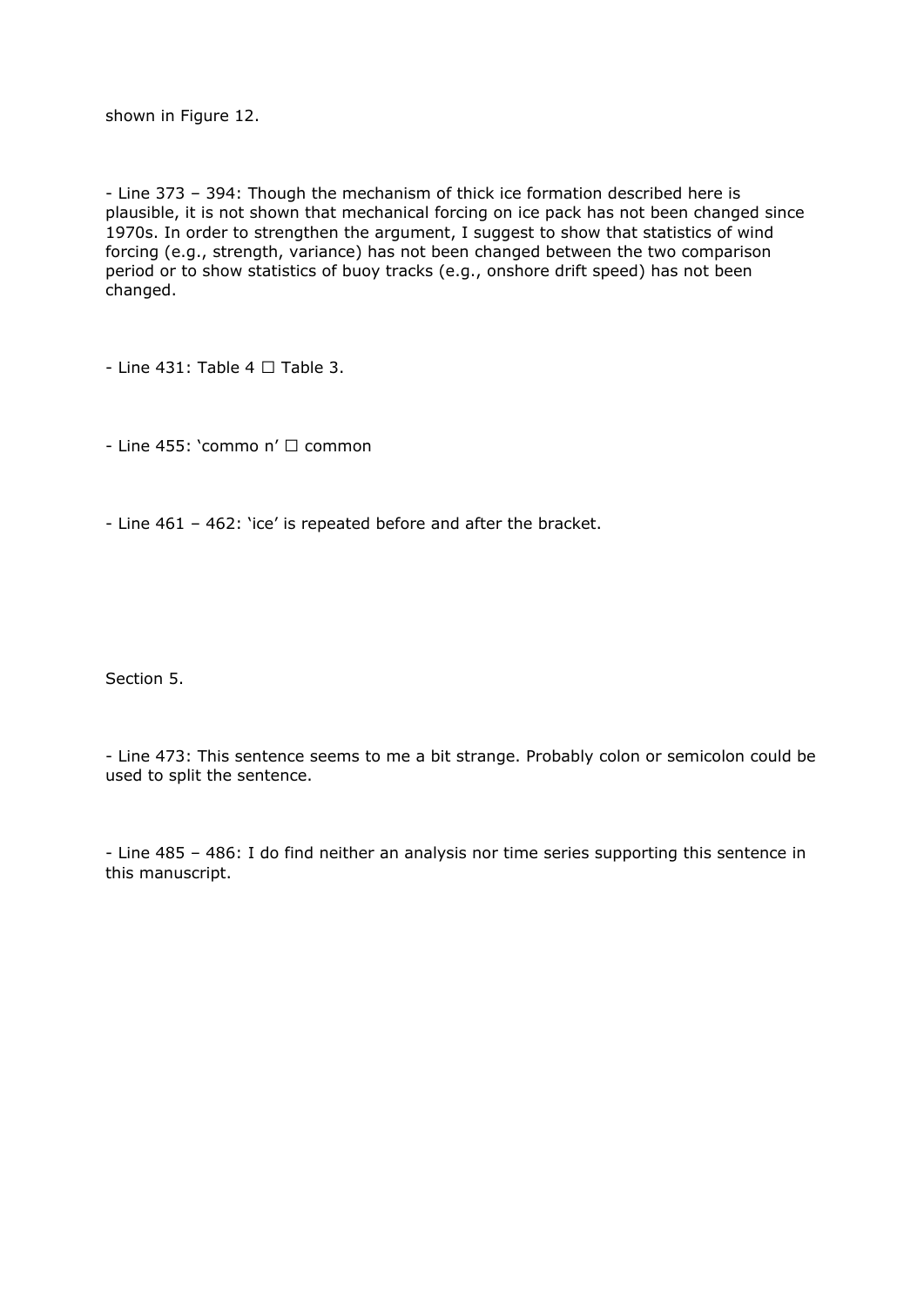shown in Figure 12.

- Line 373 – 394: Though the mechanism of thick ice formation described here is plausible, it is not shown that mechanical forcing on ice pack has not been changed since 1970s. In order to strengthen the argument, I suggest to show that statistics of wind forcing (e.g., strength, variance) has not been changed between the two comparison period or to show statistics of buoy tracks (e.g., onshore drift speed) has not been changed.

- Line 431: Table 4 □ Table 3.

- Line 455: 'commo n' □ common

- Line 461 – 462: 'ice' is repeated before and after the bracket.

Section 5.

- Line 473: This sentence seems to me a bit strange. Probably colon or semicolon could be used to split the sentence.

- Line 485 – 486: I do find neither an analysis nor time series supporting this sentence in this manuscript.